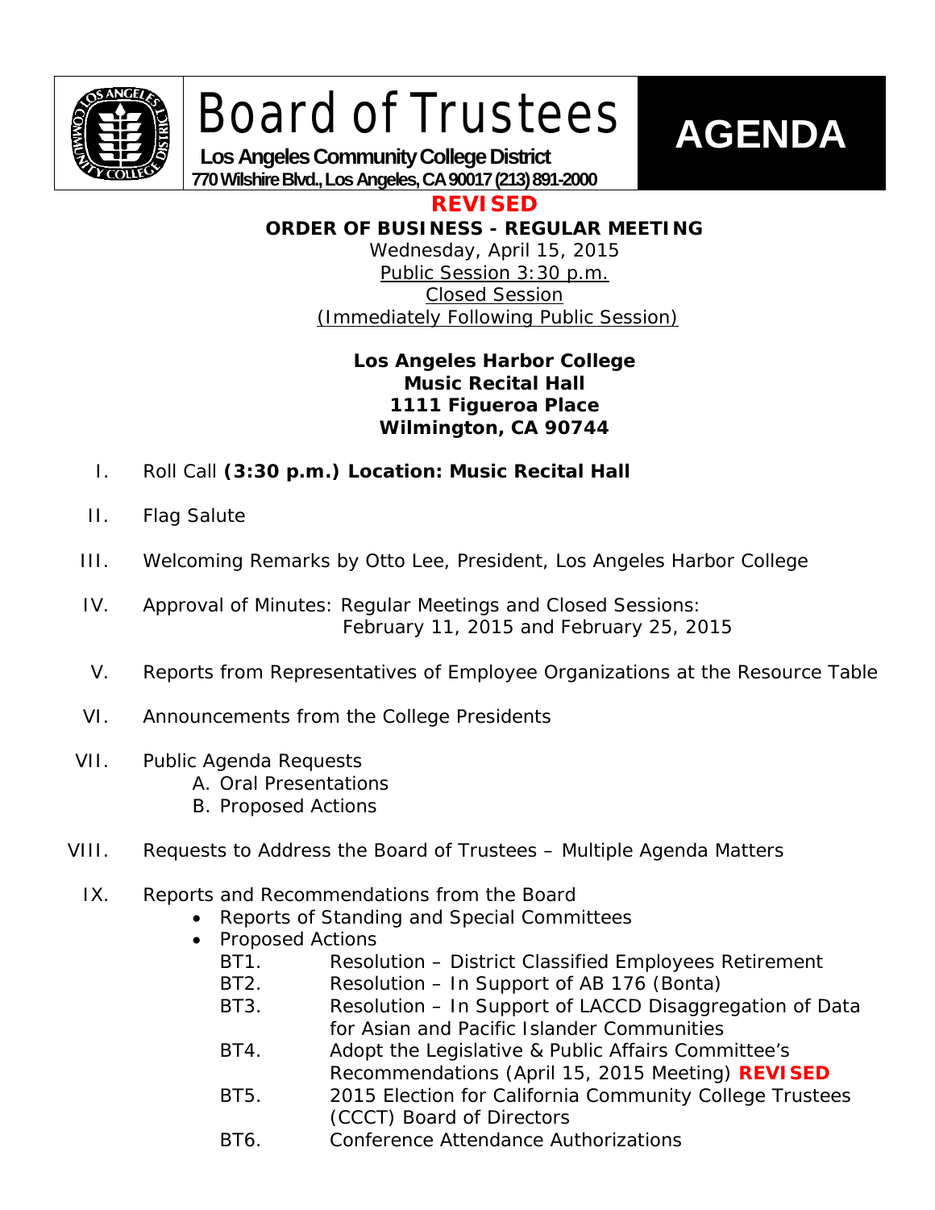# Board of Trustees

**Los Angeles Community College District**
**770 Wilshire Blvd., Los Angeles, CA 90017 (213) 891-2000**

# AGENDA

## REVISED

### ORDER OF BUSINESS - REGULAR MEETING

Wednesday, April 15, 2015
Public Session 3:30 p.m.
Closed Session
(Immediately Following Public Session)

**Los Angeles Harbor College**
**Music Recital Hall**
**1111 Figueroa Place**
**Wilmington, CA 90744**

I. Roll Call **(3:30 p.m.) Location: Music Recital Hall**

II. Flag Salute

III. Welcoming Remarks by Otto Lee, President, Los Angeles Harbor College

IV. Approval of Minutes: Regular Meetings and Closed Sessions: February 11, 2015 and February 25, 2015

V. Reports from Representatives of Employee Organizations at the Resource Table

VI. Announcements from the College Presidents

VII. Public Agenda Requests
   A. Oral Presentations
   B. Proposed Actions

VIII. Requests to Address the Board of Trustees – Multiple Agenda Matters

IX. Reports and Recommendations from the Board
- Reports of Standing and Special Committees
- Proposed Actions
  - BT1. Resolution – District Classified Employees Retirement
  - BT2. Resolution – In Support of AB 176 (Bonta)
  - BT3. Resolution – In Support of LACCD Disaggregation of Data for Asian and Pacific Islander Communities
  - BT4. Adopt the Legislative & Public Affairs Committee's Recommendations (April 15, 2015 Meeting) **REVISED**
  - BT5. 2015 Election for California Community College Trustees (CCCT) Board of Directors
  - BT6. Conference Attendance Authorizations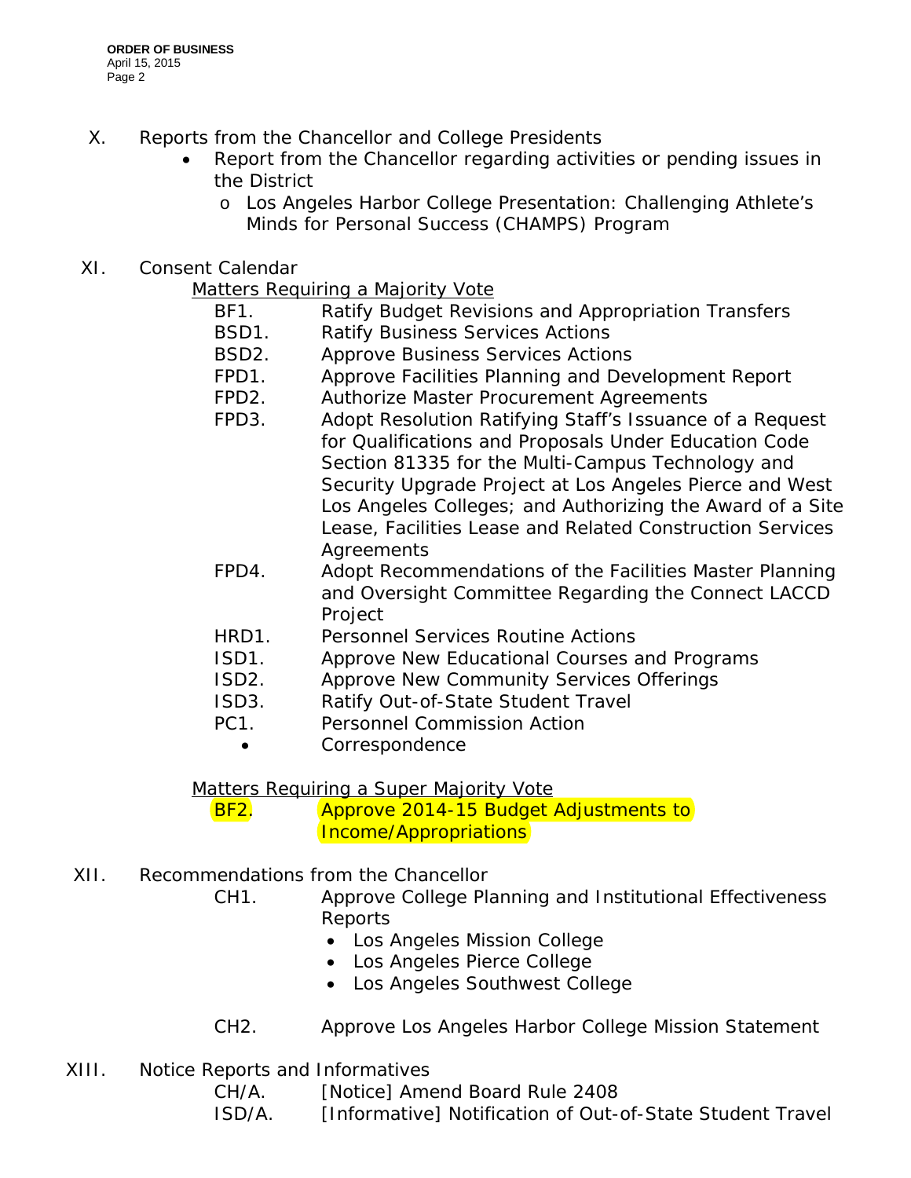X. Reports from the Chancellor and College Presidents

- Report from the Chancellor regarding activities or pending issues in the District
  - Los Angeles Harbor College Presentation: Challenging Athlete's Minds for Personal Success (CHAMPS) Program

XI. Consent Calendar

Matters Requiring a Majority Vote

BF1. Ratify Budget Revisions and Appropriation Transfers
BSD1. Ratify Business Services Actions
BSD2. Approve Business Services Actions
FPD1. Approve Facilities Planning and Development Report
FPD2. Authorize Master Procurement Agreements
FPD3. Adopt Resolution Ratifying Staff's Issuance of a Request for Qualifications and Proposals Under Education Code Section 81335 for the Multi-Campus Technology and Security Upgrade Project at Los Angeles Pierce and West Los Angeles Colleges; and Authorizing the Award of a Site Lease, Facilities Lease and Related Construction Services Agreements
FPD4. Adopt Recommendations of the Facilities Master Planning and Oversight Committee Regarding the Connect LACCD Project
HRD1. Personnel Services Routine Actions
ISD1. Approve New Educational Courses and Programs
ISD2. Approve New Community Services Offerings
ISD3. Ratify Out-of-State Student Travel
PC1. Personnel Commission Action

- Correspondence

Matters Requiring a Super Majority Vote

BF2. Approve 2014-15 Budget Adjustments to Income/Appropriations

XII. Recommendations from the Chancellor

CH1. Approve College Planning and Institutional Effectiveness Reports

- Los Angeles Mission College
- Los Angeles Pierce College
- Los Angeles Southwest College

CH2. Approve Los Angeles Harbor College Mission Statement

XIII. Notice Reports and Informatives

CH/A. [Notice] Amend Board Rule 2408
ISD/A. [Informative] Notification of Out-of-State Student Travel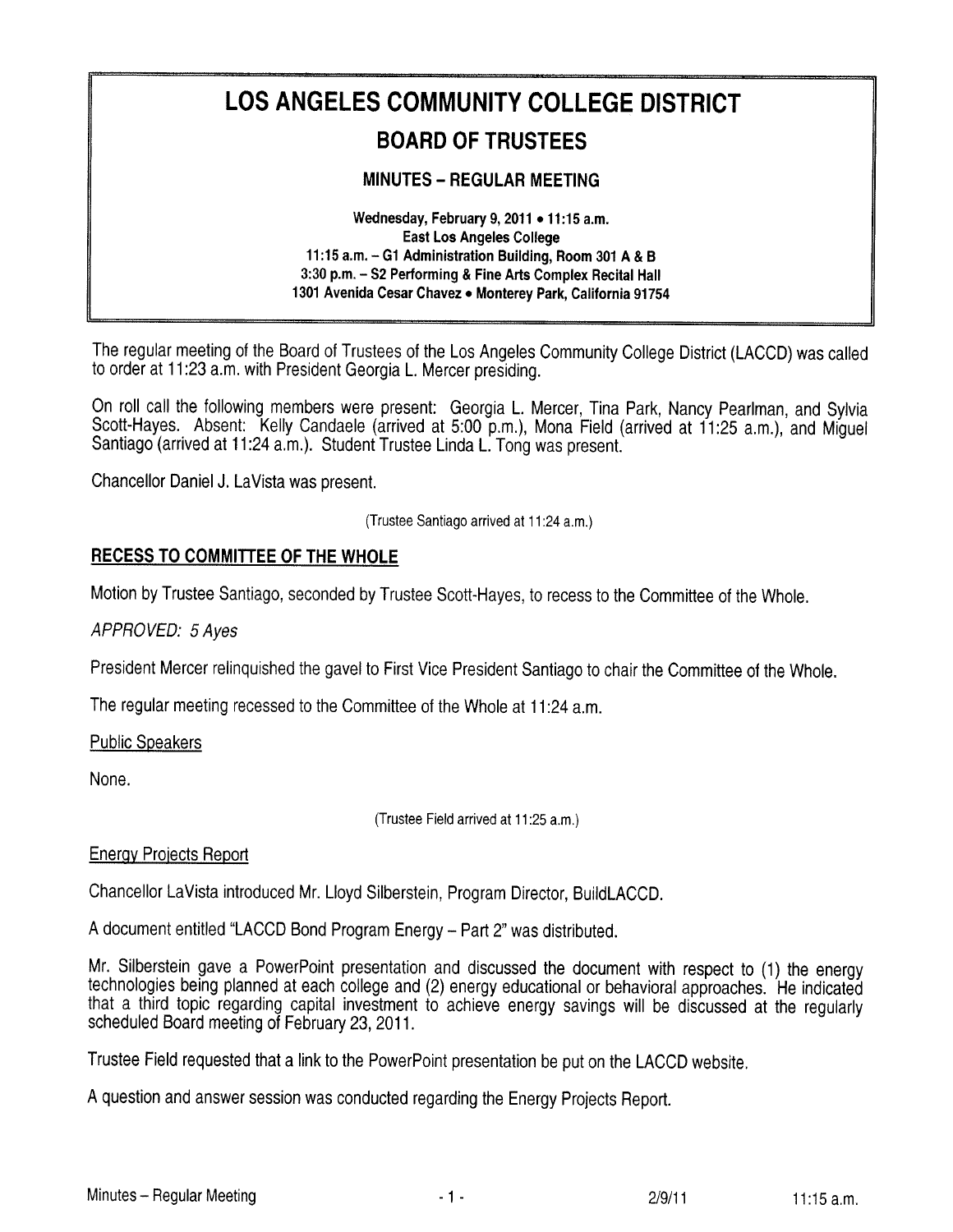# LOS ANGELES COMMUNITY COLLEGE DISTRICT

## BOARD OF TRUSTEES

### MINUTES – REGULAR MEETING

**Wednesday, February 9, 2011 • 11:15 a.m.**
**East Los Angeles College**
**11:15 a.m. – G1 Administration Building, Room 301 A & B**
**3:30 p.m. – S2 Performing & Fine Arts Complex Recital Hall**
**1301 Avenida Cesar Chavez • Monterey Park, California 91754**

The regular meeting of the Board of Trustees of the Los Angeles Community College District (LACCD) was called to order at 11:23 a.m. with President Georgia L. Mercer presiding.

On roll call the following members were present: Georgia L. Mercer, Tina Park, Nancy Pearlman, and Sylvia Scott-Hayes. Absent: Kelly Candaele (arrived at 5:00 p.m.), Mona Field (arrived at 11:25 a.m.), and Miguel Santiago (arrived at 11:24 a.m.). Student Trustee Linda L. Tong was present.

Chancellor Daniel J. LaVista was present.

(Trustee Santiago arrived at 11:24 a.m.)

## RECESS TO COMMITTEE OF THE WHOLE

Motion by Trustee Santiago, seconded by Trustee Scott-Hayes, to recess to the Committee of the Whole.

*APPROVED: 5 Ayes*

President Mercer relinquished the gavel to First Vice President Santiago to chair the Committee of the Whole.

The regular meeting recessed to the Committee of the Whole at 11:24 a.m.

Public Speakers

None.

(Trustee Field arrived at 11:25 a.m.)

Energy Projects Report

Chancellor LaVista introduced Mr. Lloyd Silberstein, Program Director, BuildLACCD.

A document entitled "LACCD Bond Program Energy – Part 2" was distributed.

Mr. Silberstein gave a PowerPoint presentation and discussed the document with respect to (1) the energy technologies being planned at each college and (2) energy educational or behavioral approaches. He indicated that a third topic regarding capital investment to achieve energy savings will be discussed at the regularly scheduled Board meeting of February 23, 2011.

Trustee Field requested that a link to the PowerPoint presentation be put on the LACCD website.

A question and answer session was conducted regarding the Energy Projects Report.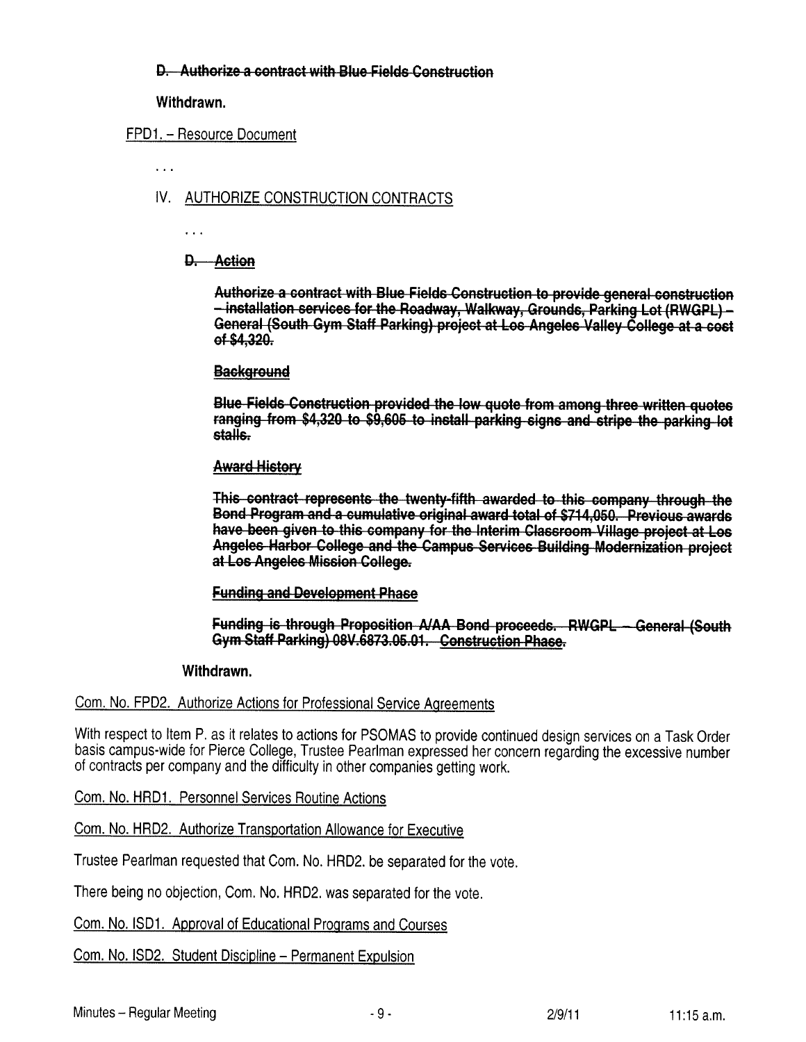~~**D. Authorize a contract with Blue Fields Construction**~~

**Withdrawn.**

FPD1. – Resource Document

. . .

IV. AUTHORIZE CONSTRUCTION CONTRACTS

. . .

~~**D. Action**~~

~~**Authorize a contract with Blue Fields Construction to provide general construction – installation services for the Roadway, Walkway, Grounds, Parking Lot (RWGPL) – General (South Gym Staff Parking) project at Los Angeles Valley College at a cost of $4,320.**~~

~~**Background**~~

~~**Blue Fields Construction provided the low quote from among three written quotes ranging from $4,320 to $9,605 to install parking signs and stripe the parking lot stalls.**~~

~~**Award History**~~

~~**This contract represents the twenty-fifth awarded to this company through the Bond Program and a cumulative original award total of $714,050. Previous awards have been given to this company for the Interim Classroom Village project at Los Angeles Harbor College and the Campus Services Building Modernization project at Los Angeles Mission College.**~~

~~**Funding and Development Phase**~~

~~**Funding is through Proposition A/AA Bond proceeds. RWGPL – General (South Gym Staff Parking) 08V.6873.05.01. Construction Phase.**~~

**Withdrawn.**

Com. No. FPD2. Authorize Actions for Professional Service Agreements

With respect to Item P. as it relates to actions for PSOMAS to provide continued design services on a Task Order basis campus-wide for Pierce College, Trustee Pearlman expressed her concern regarding the excessive number of contracts per company and the difficulty in other companies getting work.

Com. No. HRD1. Personnel Services Routine Actions

Com. No. HRD2. Authorize Transportation Allowance for Executive

Trustee Pearlman requested that Com. No. HRD2. be separated for the vote.

There being no objection, Com. No. HRD2. was separated for the vote.

Com. No. ISD1. Approval of Educational Programs and Courses

Com. No. ISD2. Student Discipline – Permanent Expulsion